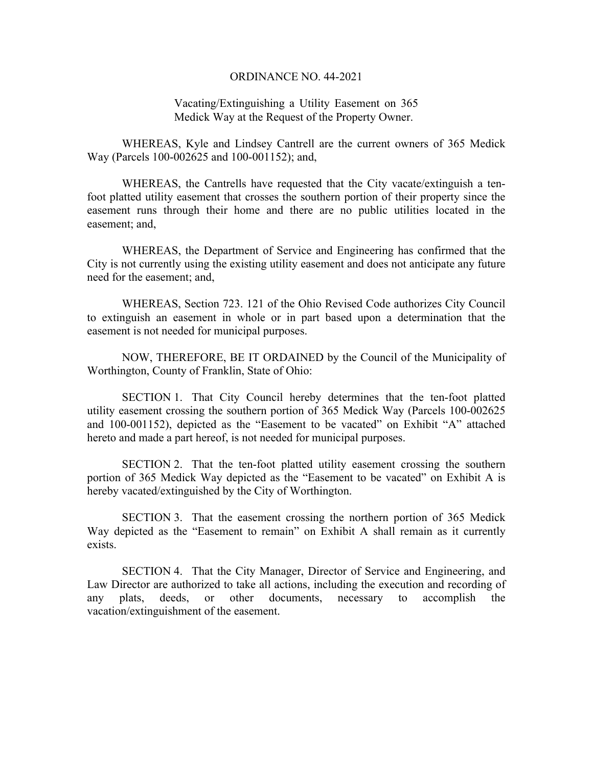# ORDINANCE NO. 44-2021

Vacating/Extinguishing a Utility Easement on 365 Medick Way at the Request of the Property Owner.

WHEREAS, Kyle and Lindsey Cantrell are the current owners of 365 Medick Way (Parcels 100-002625 and 100-001152); and,

WHEREAS, the Cantrells have requested that the City vacate/extinguish a ten-foot platted utility easement that crosses the southern portion of their property since the easement runs through their home and there are no public utilities located in the easement; and,

WHEREAS, the Department of Service and Engineering has confirmed that the City is not currently using the existing utility easement and does not anticipate any future need for the easement; and,

WHEREAS, Section 723. 121 of the Ohio Revised Code authorizes City Council to extinguish an easement in whole or in part based upon a determination that the easement is not needed for municipal purposes.

NOW, THEREFORE, BE IT ORDAINED by the Council of the Municipality of Worthington, County of Franklin, State of Ohio:

SECTION 1. That City Council hereby determines that the ten-foot platted utility easement crossing the southern portion of 365 Medick Way (Parcels 100-002625 and 100-001152), depicted as the "Easement to be vacated" on Exhibit "A" attached hereto and made a part hereof, is not needed for municipal purposes.

SECTION 2. That the ten-foot platted utility easement crossing the southern portion of 365 Medick Way depicted as the "Easement to be vacated" on Exhibit A is hereby vacated/extinguished by the City of Worthington.

SECTION 3. That the easement crossing the northern portion of 365 Medick Way depicted as the "Easement to remain" on Exhibit A shall remain as it currently exists.

SECTION 4. That the City Manager, Director of Service and Engineering, and Law Director are authorized to take all actions, including the execution and recording of any plats, deeds, or other documents, necessary to accomplish the vacation/extinguishment of the easement.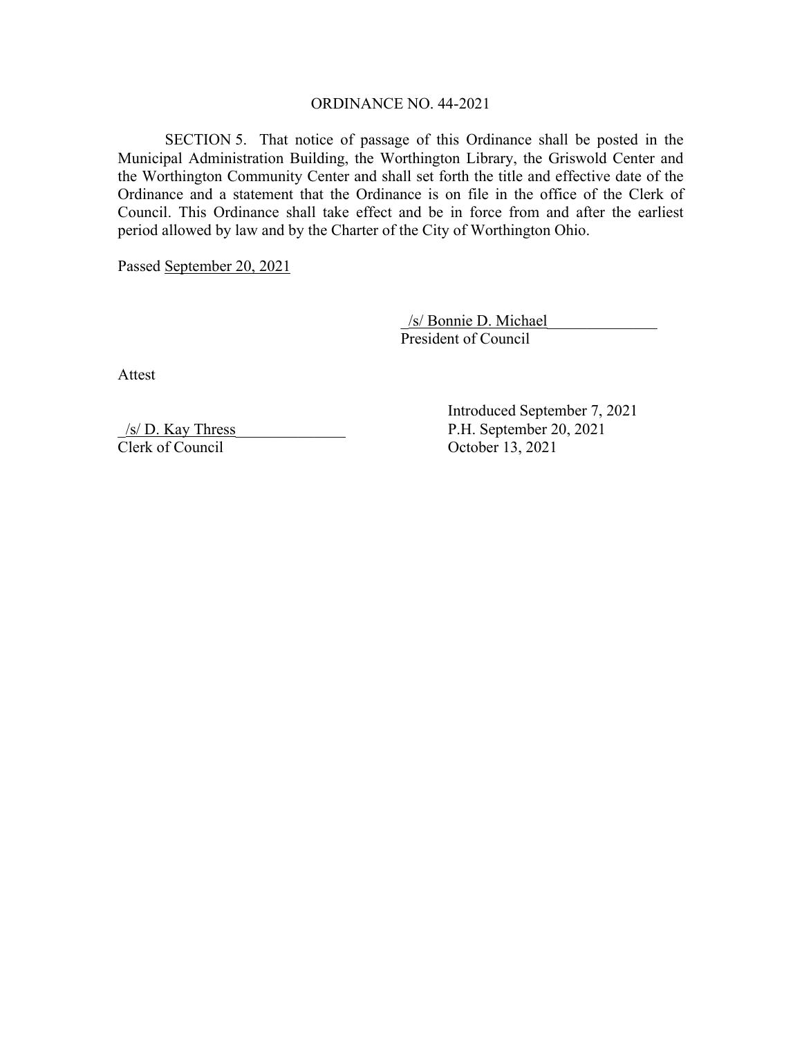ORDINANCE NO. 44-2021

SECTION 5. That notice of passage of this Ordinance shall be posted in the Municipal Administration Building, the Worthington Library, the Griswold Center and the Worthington Community Center and shall set forth the title and effective date of the Ordinance and a statement that the Ordinance is on file in the office of the Clerk of Council. This Ordinance shall take effect and be in force from and after the earliest period allowed by law and by the Charter of the City of Worthington Ohio.

Passed September 20, 2021

/s/ Bonnie D. Michael
President of Council

Attest

/s/ D. Kay Thress
Clerk of Council

Introduced September 7, 2021
P.H. September 20, 2021
October 13, 2021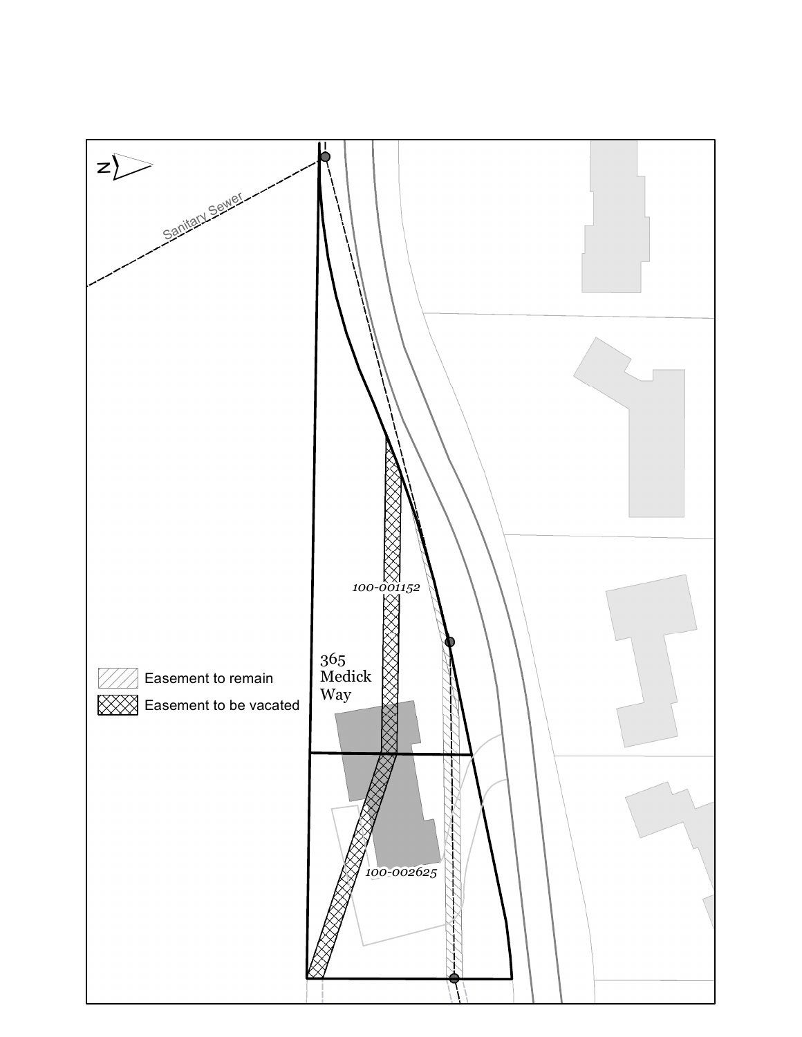N

Sanitary Sewer

100-001152

365
Medick
Way

Easement to remain

Easement to be vacated

100-002625